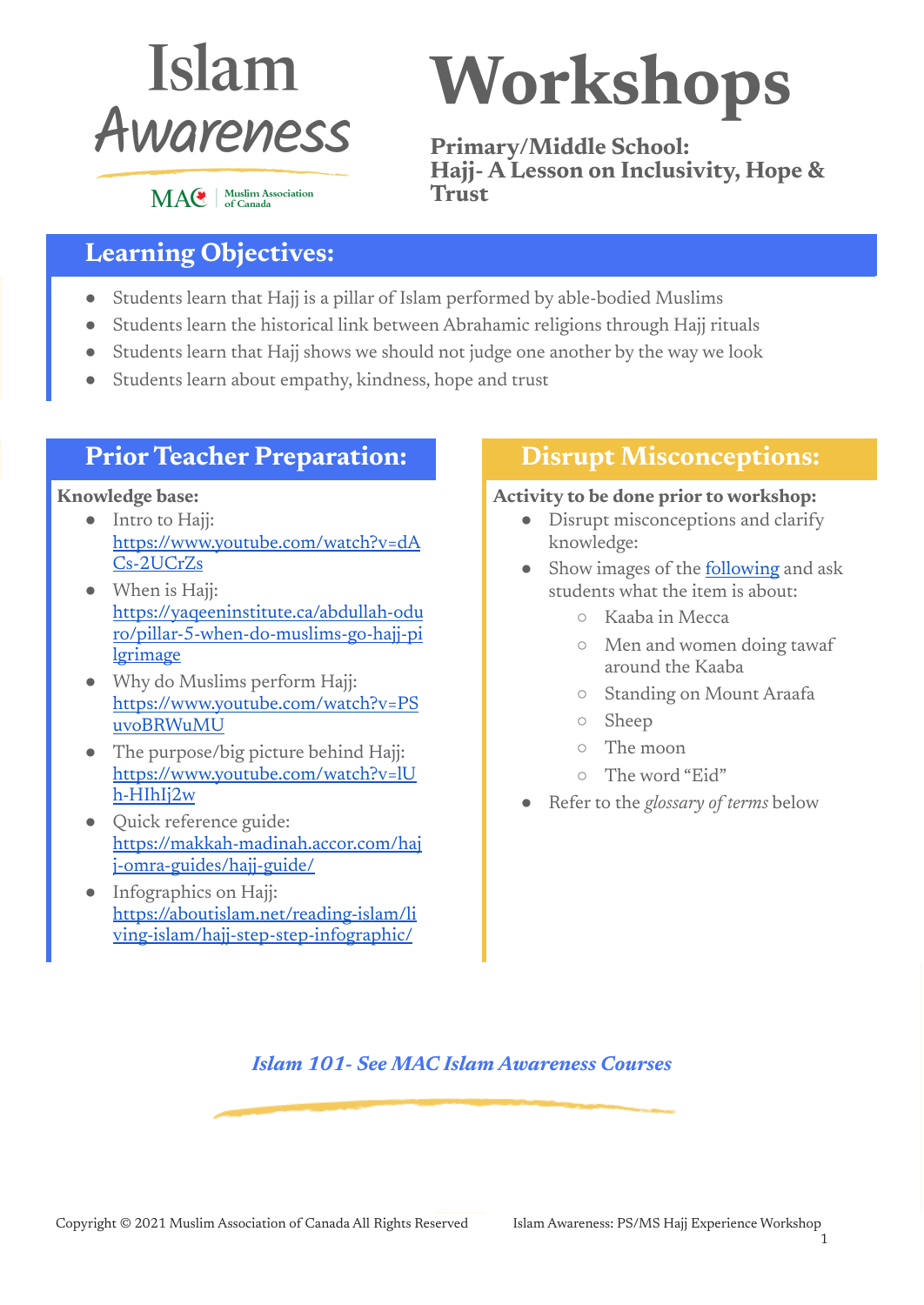# Islam Awareness

MAC | Muslim Association of Canada

# Workshops

## Primary/Middle School: Hajj- A Lesson on Inclusivity, Hope & Trust

## Learning Objectives:

- Students learn that Hajj is a pillar of Islam performed by able-bodied Muslims
- Students learn the historical link between Abrahamic religions through Hajj rituals
- Students learn that Hajj shows we should not judge one another by the way we look
- Students learn about empathy, kindness, hope and trust

## Prior Teacher Preparation:

**Knowledge base:**

- Intro to Hajj: https://www.youtube.com/watch?v=dACs-2UCrZs
- When is Hajj: https://yaqeeninstitute.ca/abdullah-oduro/pillar-5-when-do-muslims-go-hajj-pilgrimage
- Why do Muslims perform Hajj: https://www.youtube.com/watch?v=PSuvoBRWuMU
- The purpose/big picture behind Hajj: https://www.youtube.com/watch?v=lUh-HIhIj2w
- Quick reference guide: https://makkah-madinah.accor.com/hajj-omra-guides/hajj-guide/
- Infographics on Hajj: https://aboutislam.net/reading-islam/living-islam/hajj-step-step-infographic/

## Disrupt Misconceptions:

**Activity to be done prior to workshop:**

- Disrupt misconceptions and clarify knowledge:
- Show images of the following and ask students what the item is about:
  - Kaaba in Mecca
  - Men and women doing tawaf around the Kaaba
  - Standing on Mount Araafa
  - Sheep
  - The moon
  - The word "Eid"
- Refer to the *glossary of terms* below

***Islam 101- See MAC Islam Awareness Courses***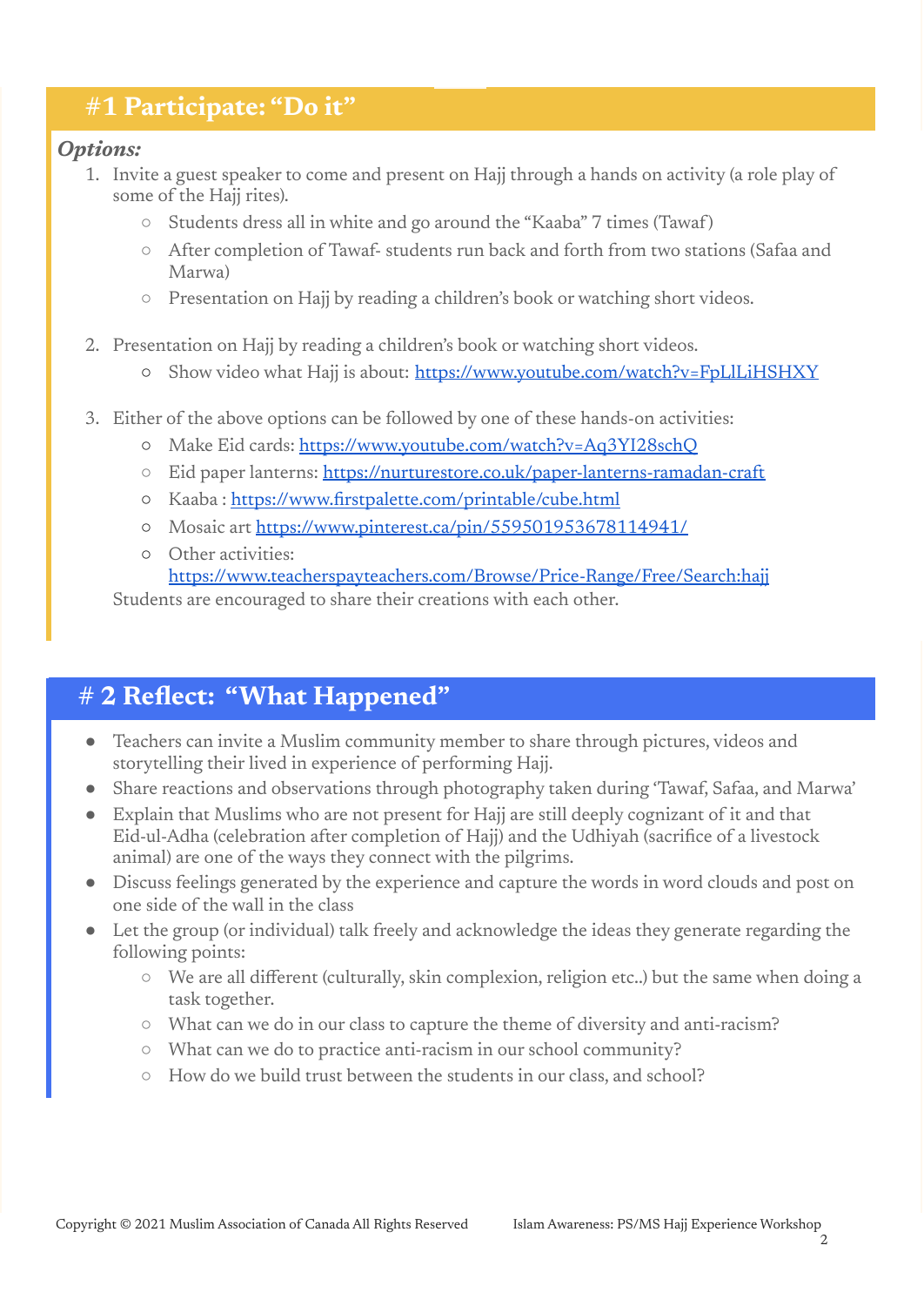# #1 Participate: "Do it"

***Options:***

1. Invite a guest speaker to come and present on Hajj through a hands on activity (a role play of some of the Hajj rites).
   - Students dress all in white and go around the "Kaaba" 7 times (Tawaf)
   - After completion of Tawaf- students run back and forth from two stations (Safaa and Marwa)
   - Presentation on Hajj by reading a children's book or watching short videos.

2. Presentation on Hajj by reading a children's book or watching short videos.
   - Show video what Hajj is about: [https://www.youtube.com/watch?v=FpLlLiHSHXY](https://www.youtube.com/watch?v=FpLlLiHSHXY)

3. Either of the above options can be followed by one of these hands-on activities:
   - Make Eid cards: [https://www.youtube.com/watch?v=Aq3YI28schQ](https://www.youtube.com/watch?v=Aq3YI28schQ)
   - Eid paper lanterns: [https://nurturestore.co.uk/paper-lanterns-ramadan-craft](https://nurturestore.co.uk/paper-lanterns-ramadan-craft)
   - Kaaba : [https://www.firstpalette.com/printable/cube.html](https://www.firstpalette.com/printable/cube.html)
   - Mosaic art [https://www.pinterest.ca/pin/559501953678114941/](https://www.pinterest.ca/pin/559501953678114941/)
   - Other activities: [https://www.teacherspayteachers.com/Browse/Price-Range/Free/Search:hajj](https://www.teacherspayteachers.com/Browse/Price-Range/Free/Search:hajj)

   Students are encouraged to share their creations with each other.

# # 2 Reflect: "What Happened"

- Teachers can invite a Muslim community member to share through pictures, videos and storytelling their lived in experience of performing Hajj.
- Share reactions and observations through photography taken during 'Tawaf, Safaa, and Marwa'
- Explain that Muslims who are not present for Hajj are still deeply cognizant of it and that Eid-ul-Adha (celebration after completion of Hajj) and the Udhiyah (sacrifice of a livestock animal) are one of the ways they connect with the pilgrims.
- Discuss feelings generated by the experience and capture the words in word clouds and post on one side of the wall in the class
- Let the group (or individual) talk freely and acknowledge the ideas they generate regarding the following points:
  - We are all different (culturally, skin complexion, religion etc..) but the same when doing a task together.
  - What can we do in our class to capture the theme of diversity and anti-racism?
  - What can we do to practice anti-racism in our school community?
  - How do we build trust between the students in our class, and school?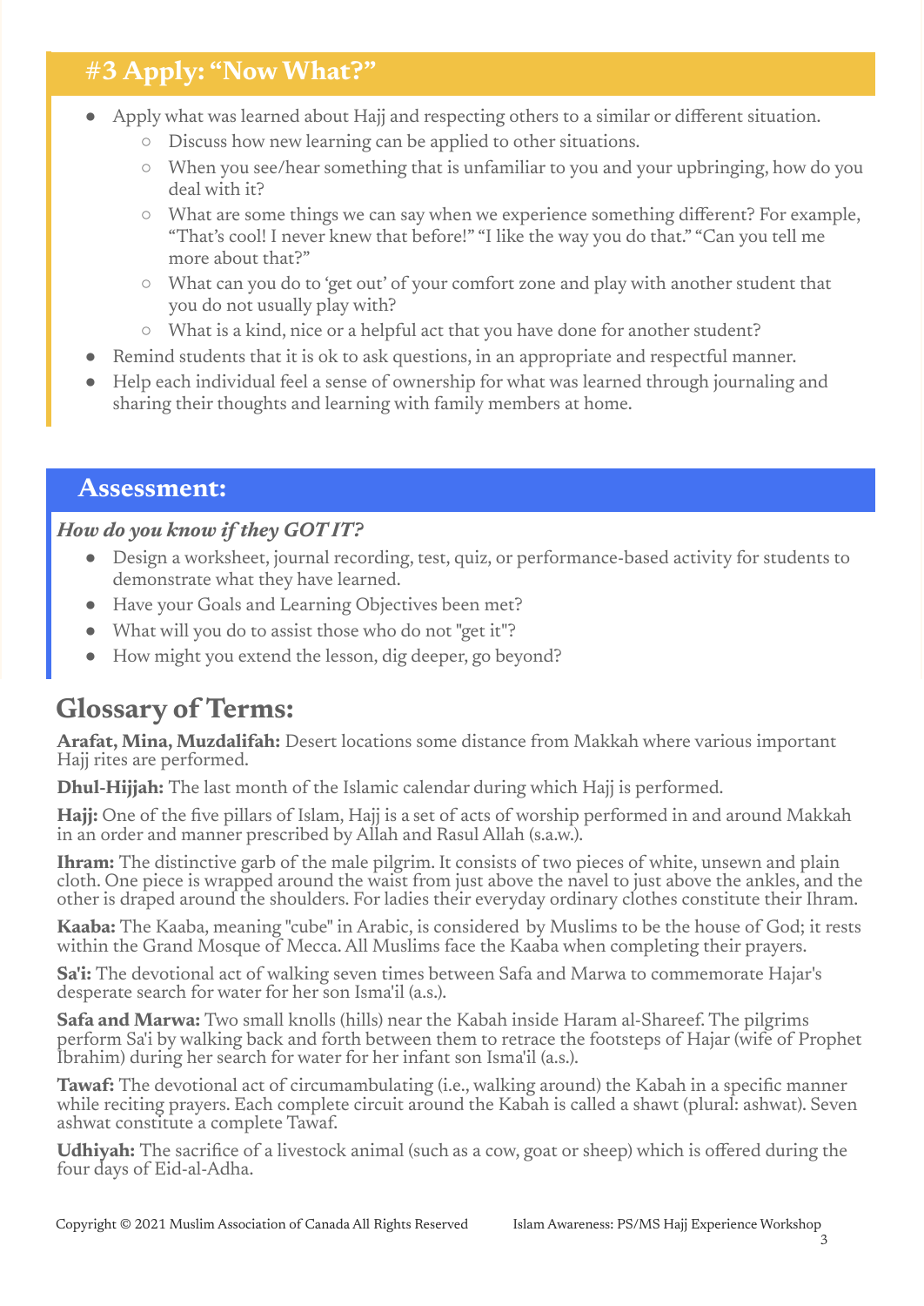## #3 Apply: "Now What?"

- Apply what was learned about Hajj and respecting others to a similar or different situation.
  - Discuss how new learning can be applied to other situations.
  - When you see/hear something that is unfamiliar to you and your upbringing, how do you deal with it?
  - What are some things we can say when we experience something different? For example, "That's cool! I never knew that before!" "I like the way you do that." "Can you tell me more about that?"
  - What can you do to 'get out' of your comfort zone and play with another student that you do not usually play with?
  - What is a kind, nice or a helpful act that you have done for another student?
- Remind students that it is ok to ask questions, in an appropriate and respectful manner.
- Help each individual feel a sense of ownership for what was learned through journaling and sharing their thoughts and learning with family members at home.

## Assessment:

***How do you know if they GOT IT?***

- Design a worksheet, journal recording, test, quiz, or performance-based activity for students to demonstrate what they have learned.
- Have your Goals and Learning Objectives been met?
- What will you do to assist those who do not "get it"?
- How might you extend the lesson, dig deeper, go beyond?

# Glossary of Terms:

**Arafat, Mina, Muzdalifah:** Desert locations some distance from Makkah where various important Hajj rites are performed.

**Dhul-Hijjah:** The last month of the Islamic calendar during which Hajj is performed.

**Hajj:** One of the five pillars of Islam, Hajj is a set of acts of worship performed in and around Makkah in an order and manner prescribed by Allah and Rasul Allah (s.a.w.).

**Ihram:** The distinctive garb of the male pilgrim. It consists of two pieces of white, unsewn and plain cloth. One piece is wrapped around the waist from just above the navel to just above the ankles, and the other is draped around the shoulders. For ladies their everyday ordinary clothes constitute their Ihram.

**Kaaba:** The Kaaba, meaning "cube" in Arabic, is considered by Muslims to be the house of God; it rests within the Grand Mosque of Mecca. All Muslims face the Kaaba when completing their prayers.

**Sa'i:** The devotional act of walking seven times between Safa and Marwa to commemorate Hajar's desperate search for water for her son Isma'il (a.s.).

**Safa and Marwa:** Two small knolls (hills) near the Kabah inside Haram al-Shareef. The pilgrims perform Sa'i by walking back and forth between them to retrace the footsteps of Hajar (wife of Prophet Ibrahim) during her search for water for her infant son Isma'il (a.s.).

**Tawaf:** The devotional act of circumambulating (i.e., walking around) the Kabah in a specific manner while reciting prayers. Each complete circuit around the Kabah is called a shawt (plural: ashwat). Seven ashwat constitute a complete Tawaf.

**Udhiyah:** The sacrifice of a livestock animal (such as a cow, goat or sheep) which is offered during the four days of Eid-al-Adha.

Copyright © 2021 Muslim Association of Canada All Rights Reserved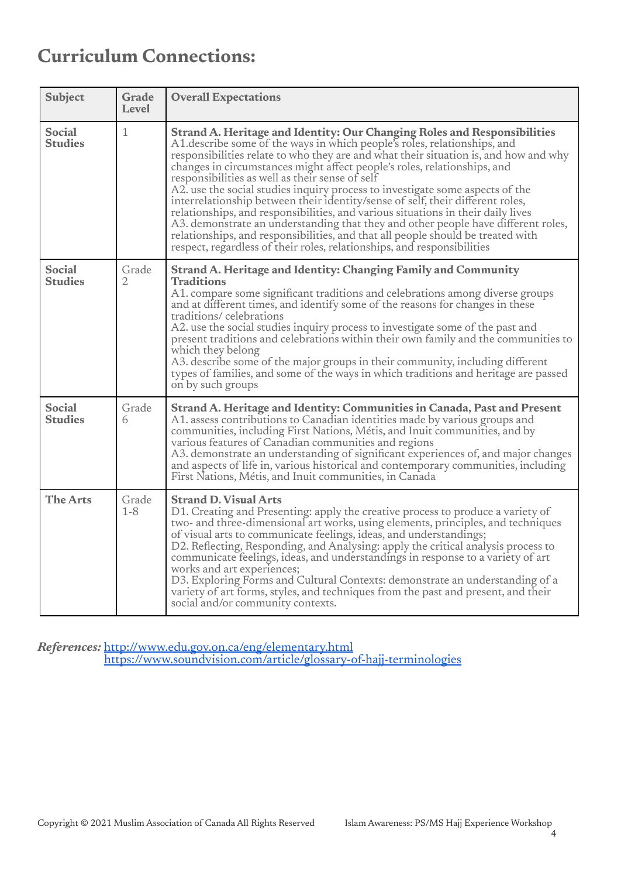## Curriculum Connections:

| Subject | Grade Level | Overall Expectations |
|---|---|---|
| **Social Studies** | 1 | **Strand A. Heritage and Identity: Our Changing Roles and Responsibilities**<br>A1.describe some of the ways in which people's roles, relationships, and responsibilities relate to who they are and what their situation is, and how and why changes in circumstances might affect people's roles, relationships, and responsibilities as well as their sense of self<br>A2. use the social studies inquiry process to investigate some aspects of the interrelationship between their identity/sense of self, their different roles, relationships, and responsibilities, and various situations in their daily lives<br>A3. demonstrate an understanding that they and other people have different roles, relationships, and responsibilities, and that all people should be treated with respect, regardless of their roles, relationships, and responsibilities |
| **Social Studies** | Grade 2 | **Strand A. Heritage and Identity: Changing Family and Community Traditions**<br>A1. compare some significant traditions and celebrations among diverse groups and at different times, and identify some of the reasons for changes in these traditions/ celebrations<br>A2. use the social studies inquiry process to investigate some of the past and present traditions and celebrations within their own family and the communities to which they belong<br>A3. describe some of the major groups in their community, including different types of families, and some of the ways in which traditions and heritage are passed on by such groups |
| **Social Studies** | Grade 6 | **Strand A. Heritage and Identity: Communities in Canada, Past and Present**<br>A1. assess contributions to Canadian identities made by various groups and communities, including First Nations, Métis, and Inuit communities, and by various features of Canadian communities and regions<br>A3. demonstrate an understanding of significant experiences of, and major changes and aspects of life in, various historical and contemporary communities, including First Nations, Métis, and Inuit communities, in Canada |
| **The Arts** | Grade 1-8 | **Strand D. Visual Arts**<br>D1. Creating and Presenting: apply the creative process to produce a variety of two- and three-dimensional art works, using elements, principles, and techniques of visual arts to communicate feelings, ideas, and understandings;<br>D2. Reflecting, Responding, and Analysing: apply the critical analysis process to communicate feelings, ideas, and understandings in response to a variety of art works and art experiences;<br>D3. Exploring Forms and Cultural Contexts: demonstrate an understanding of a variety of art forms, styles, and techniques from the past and present, and their social and/or community contexts. |

***References:*** http://www.edu.gov.on.ca/eng/elementary.html
https://www.soundvision.com/article/glossary-of-hajj-terminologies

Copyright © 2021 Muslim Association of Canada All Rights Reserved